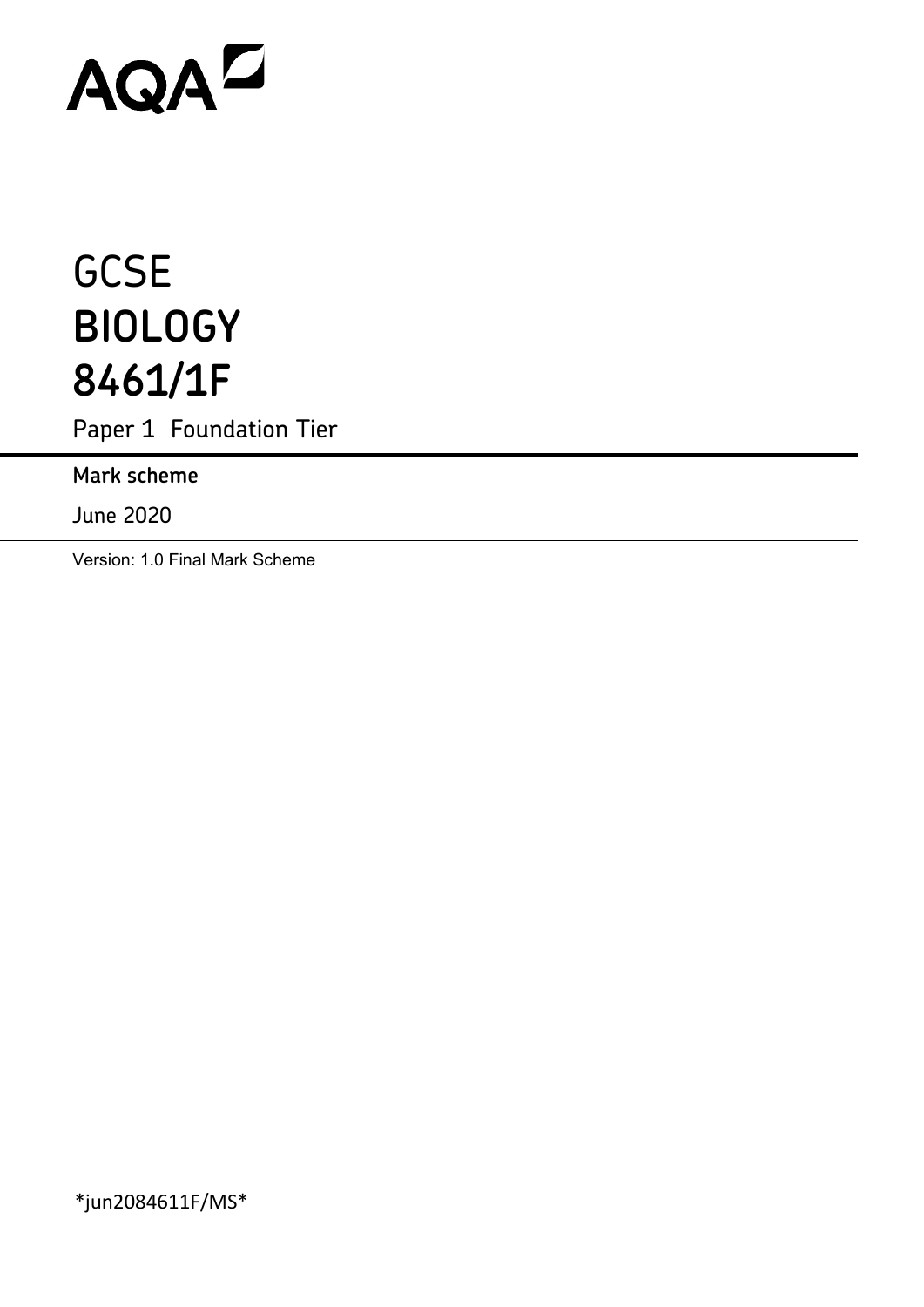AQA

# GCSE
# BIOLOGY
# 8461/1F

Paper 1 Foundation Tier

**Mark scheme**

June 2020

Version: 1.0 Final Mark Scheme

*jun2084611F/MS*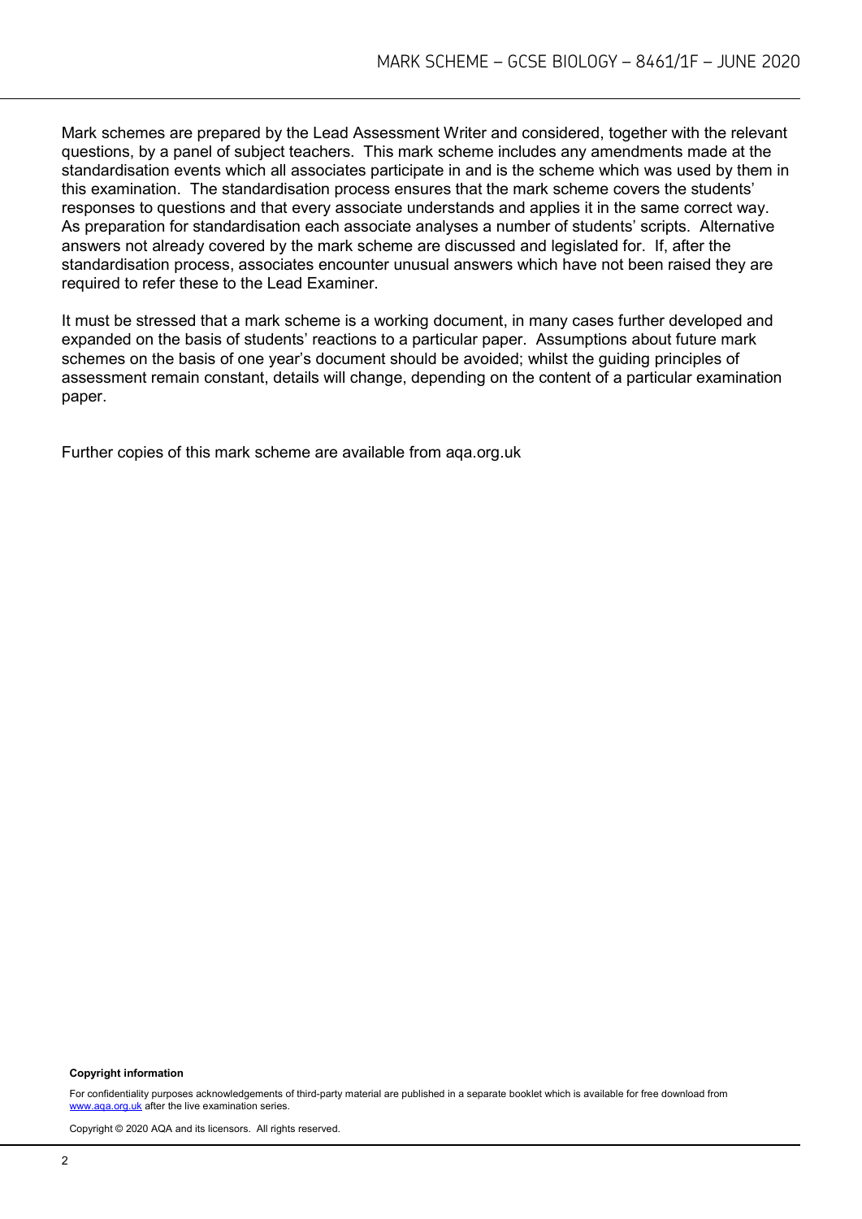Mark schemes are prepared by the Lead Assessment Writer and considered, together with the relevant questions, by a panel of subject teachers. This mark scheme includes any amendments made at the standardisation events which all associates participate in and is the scheme which was used by them in this examination. The standardisation process ensures that the mark scheme covers the students' responses to questions and that every associate understands and applies it in the same correct way. As preparation for standardisation each associate analyses a number of students' scripts. Alternative answers not already covered by the mark scheme are discussed and legislated for. If, after the standardisation process, associates encounter unusual answers which have not been raised they are required to refer these to the Lead Examiner.

It must be stressed that a mark scheme is a working document, in many cases further developed and expanded on the basis of students' reactions to a particular paper. Assumptions about future mark schemes on the basis of one year's document should be avoided; whilst the guiding principles of assessment remain constant, details will change, depending on the content of a particular examination paper.

Further copies of this mark scheme are available from aqa.org.uk

**Copyright information**

For confidentiality purposes acknowledgements of third-party material are published in a separate booklet which is available for free download from www.aqa.org.uk after the live examination series.

Copyright © 2020 AQA and its licensors. All rights reserved.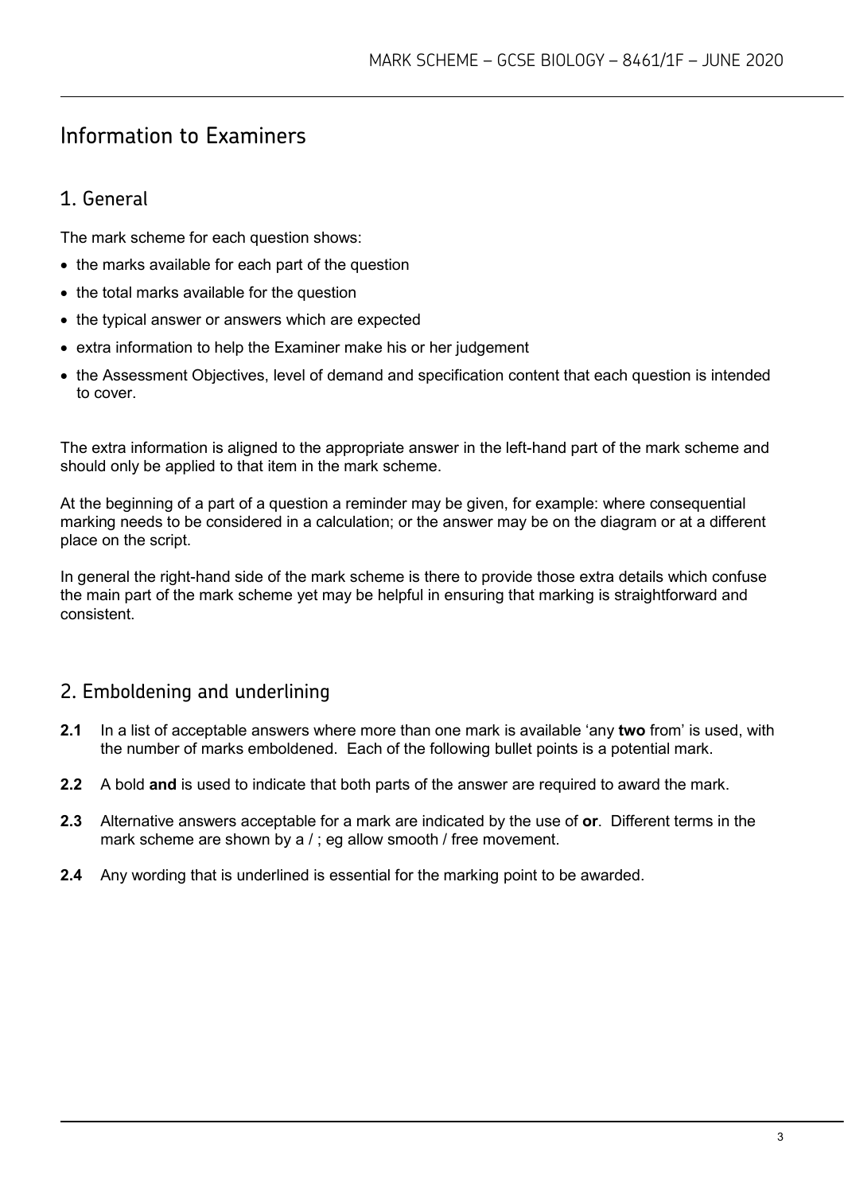# Information to Examiners

## 1. General

The mark scheme for each question shows:

- the marks available for each part of the question
- the total marks available for the question
- the typical answer or answers which are expected
- extra information to help the Examiner make his or her judgement
- the Assessment Objectives, level of demand and specification content that each question is intended to cover.

The extra information is aligned to the appropriate answer in the left-hand part of the mark scheme and should only be applied to that item in the mark scheme.

At the beginning of a part of a question a reminder may be given, for example: where consequential marking needs to be considered in a calculation; or the answer may be on the diagram or at a different place on the script.

In general the right-hand side of the mark scheme is there to provide those extra details which confuse the main part of the mark scheme yet may be helpful in ensuring that marking is straightforward and consistent.

## 2. Emboldening and underlining

**2.1** In a list of acceptable answers where more than one mark is available 'any **two** from' is used, with the number of marks emboldened. Each of the following bullet points is a potential mark.

**2.2** A bold **and** is used to indicate that both parts of the answer are required to award the mark.

**2.3** Alternative answers acceptable for a mark are indicated by the use of **or**. Different terms in the mark scheme are shown by a / ; eg allow smooth / free movement.

**2.4** Any wording that is underlined is essential for the marking point to be awarded.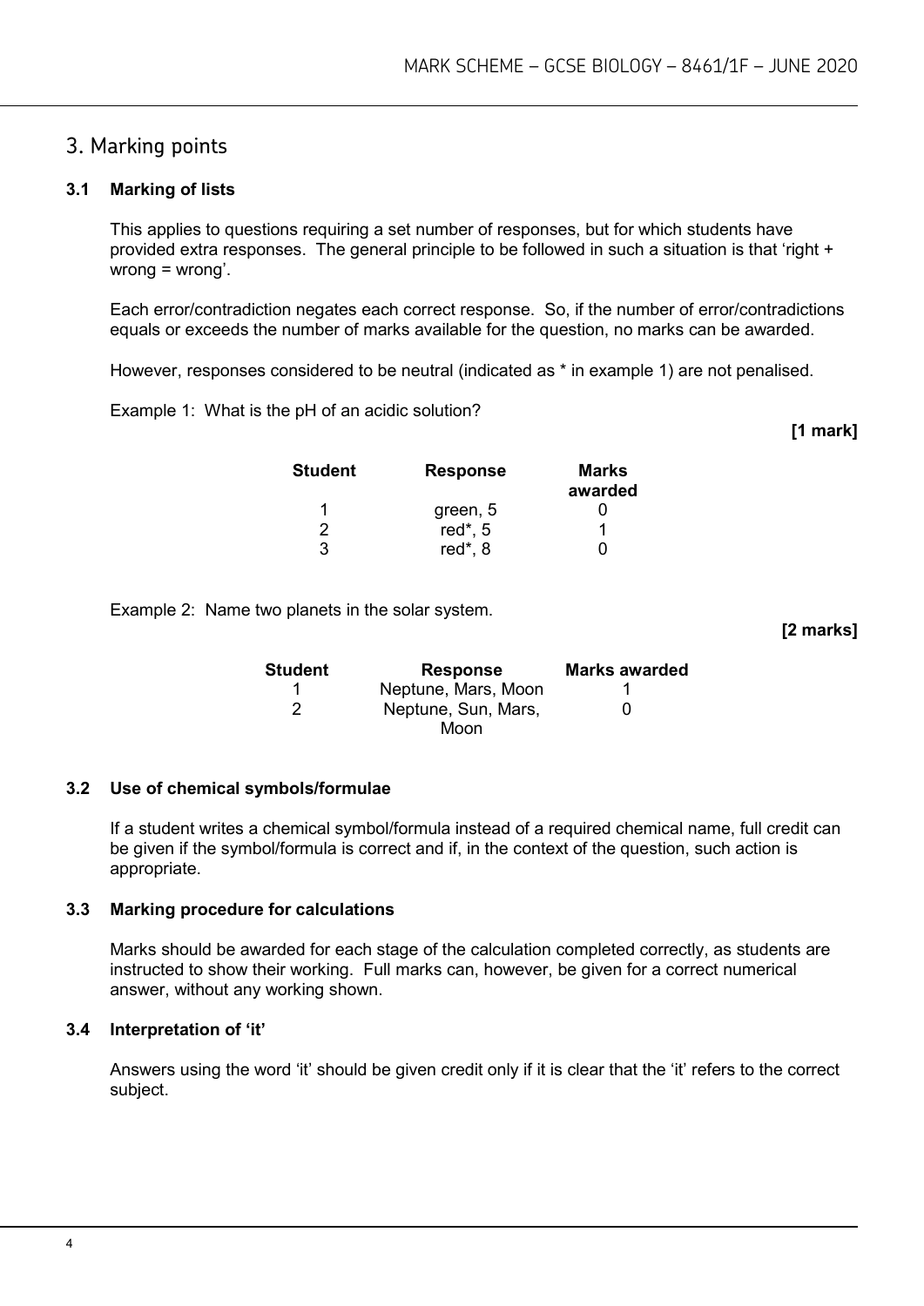## 3. Marking points

### 3.1 Marking of lists

This applies to questions requiring a set number of responses, but for which students have provided extra responses. The general principle to be followed in such a situation is that 'right + wrong = wrong'.

Each error/contradiction negates each correct response. So, if the number of error/contradictions equals or exceeds the number of marks available for the question, no marks can be awarded.

However, responses considered to be neutral (indicated as * in example 1) are not penalised.

Example 1: What is the pH of an acidic solution?

**[1 mark]**

| Student | Response | Marks awarded |
|---|---|---|
| 1 | green, 5 | 0 |
| 2 | red*, 5 | 1 |
| 3 | red*, 8 | 0 |

Example 2: Name two planets in the solar system.

**[2 marks]**

| Student | Response | Marks awarded |
|---|---|---|
| 1 | Neptune, Mars, Moon | 1 |
| 2 | Neptune, Sun, Mars, Moon | 0 |

### 3.2 Use of chemical symbols/formulae

If a student writes a chemical symbol/formula instead of a required chemical name, full credit can be given if the symbol/formula is correct and if, in the context of the question, such action is appropriate.

### 3.3 Marking procedure for calculations

Marks should be awarded for each stage of the calculation completed correctly, as students are instructed to show their working. Full marks can, however, be given for a correct numerical answer, without any working shown.

### 3.4 Interpretation of 'it'

Answers using the word 'it' should be given credit only if it is clear that the 'it' refers to the correct subject.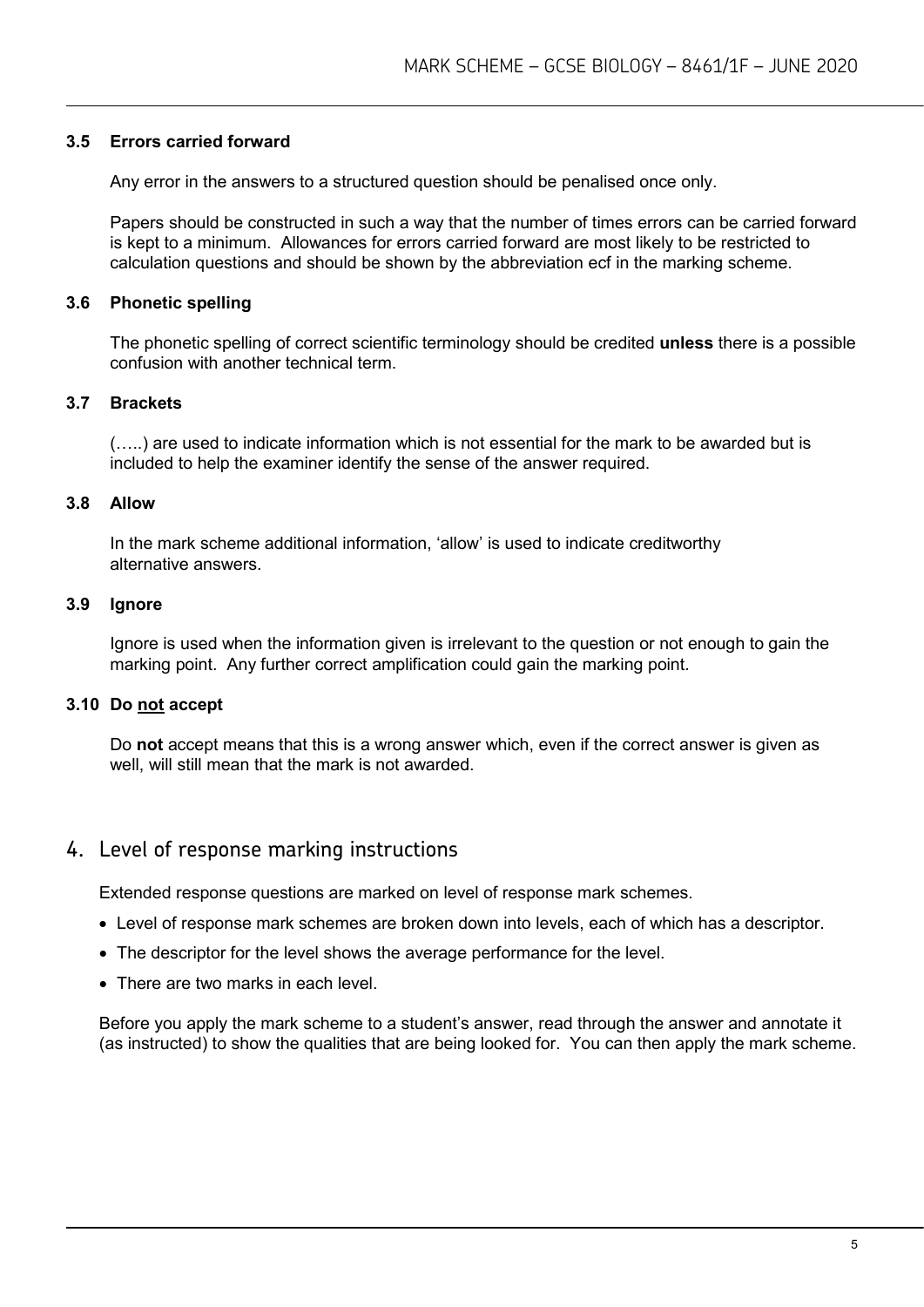### 3.5 Errors carried forward

Any error in the answers to a structured question should be penalised once only.

Papers should be constructed in such a way that the number of times errors can be carried forward is kept to a minimum. Allowances for errors carried forward are most likely to be restricted to calculation questions and should be shown by the abbreviation ecf in the marking scheme.

### 3.6 Phonetic spelling

The phonetic spelling of correct scientific terminology should be credited **unless** there is a possible confusion with another technical term.

### 3.7 Brackets

(…..) are used to indicate information which is not essential for the mark to be awarded but is included to help the examiner identify the sense of the answer required.

### 3.8 Allow

In the mark scheme additional information, 'allow' is used to indicate creditworthy alternative answers.

### 3.9 Ignore

Ignore is used when the information given is irrelevant to the question or not enough to gain the marking point. Any further correct amplification could gain the marking point.

### 3.10 Do not accept

Do **not** accept means that this is a wrong answer which, even if the correct answer is given as well, will still mean that the mark is not awarded.

## 4. Level of response marking instructions

Extended response questions are marked on level of response mark schemes.

- Level of response mark schemes are broken down into levels, each of which has a descriptor.
- The descriptor for the level shows the average performance for the level.
- There are two marks in each level.

Before you apply the mark scheme to a student's answer, read through the answer and annotate it (as instructed) to show the qualities that are being looked for. You can then apply the mark scheme.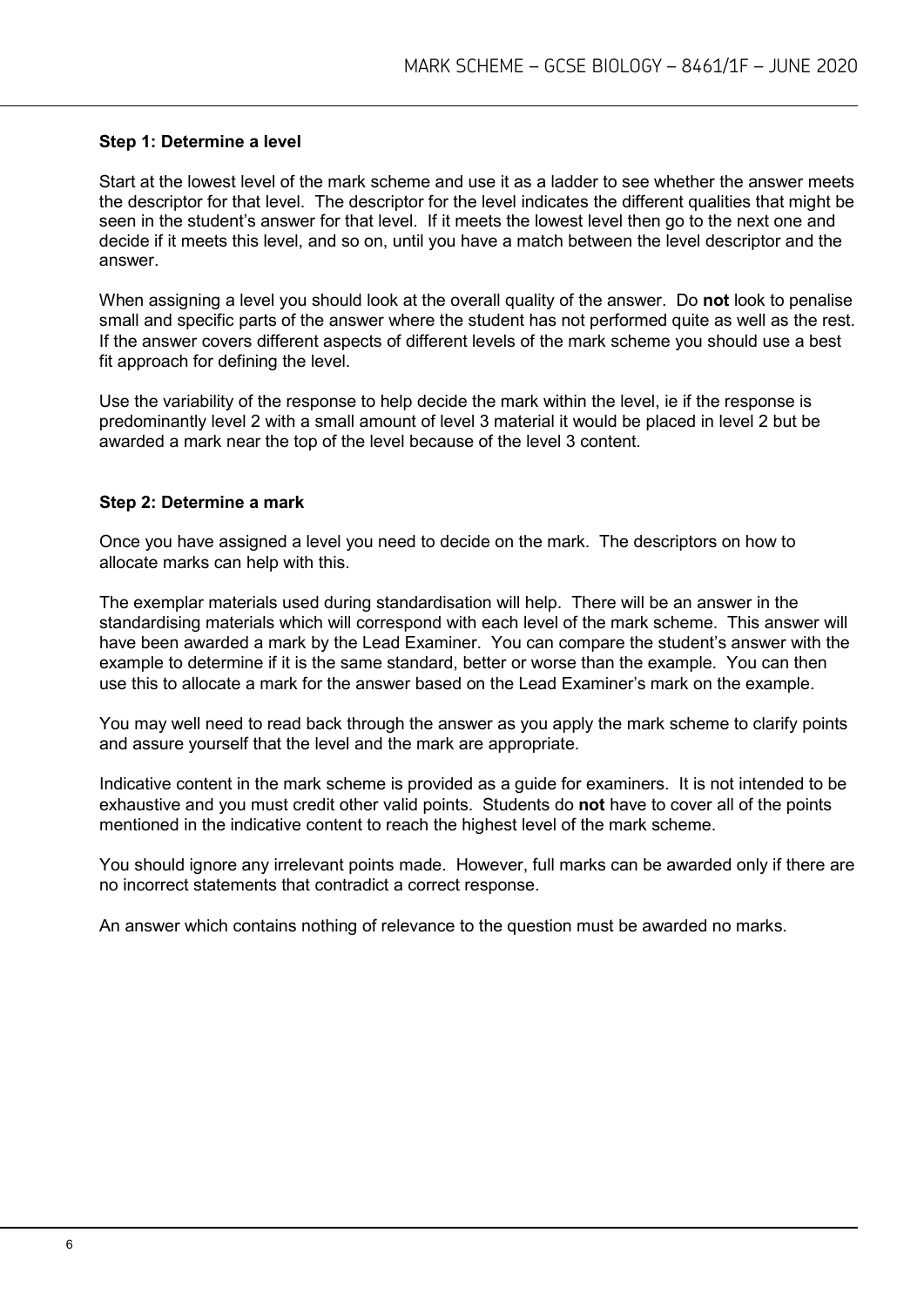### Step 1: Determine a level

Start at the lowest level of the mark scheme and use it as a ladder to see whether the answer meets the descriptor for that level. The descriptor for the level indicates the different qualities that might be seen in the student's answer for that level. If it meets the lowest level then go to the next one and decide if it meets this level, and so on, until you have a match between the level descriptor and the answer.

When assigning a level you should look at the overall quality of the answer. Do **not** look to penalise small and specific parts of the answer where the student has not performed quite as well as the rest. If the answer covers different aspects of different levels of the mark scheme you should use a best fit approach for defining the level.

Use the variability of the response to help decide the mark within the level, ie if the response is predominantly level 2 with a small amount of level 3 material it would be placed in level 2 but be awarded a mark near the top of the level because of the level 3 content.

### Step 2: Determine a mark

Once you have assigned a level you need to decide on the mark. The descriptors on how to allocate marks can help with this.

The exemplar materials used during standardisation will help. There will be an answer in the standardising materials which will correspond with each level of the mark scheme. This answer will have been awarded a mark by the Lead Examiner. You can compare the student's answer with the example to determine if it is the same standard, better or worse than the example. You can then use this to allocate a mark for the answer based on the Lead Examiner's mark on the example.

You may well need to read back through the answer as you apply the mark scheme to clarify points and assure yourself that the level and the mark are appropriate.

Indicative content in the mark scheme is provided as a guide for examiners. It is not intended to be exhaustive and you must credit other valid points. Students do **not** have to cover all of the points mentioned in the indicative content to reach the highest level of the mark scheme.

You should ignore any irrelevant points made. However, full marks can be awarded only if there are no incorrect statements that contradict a correct response.

An answer which contains nothing of relevance to the question must be awarded no marks.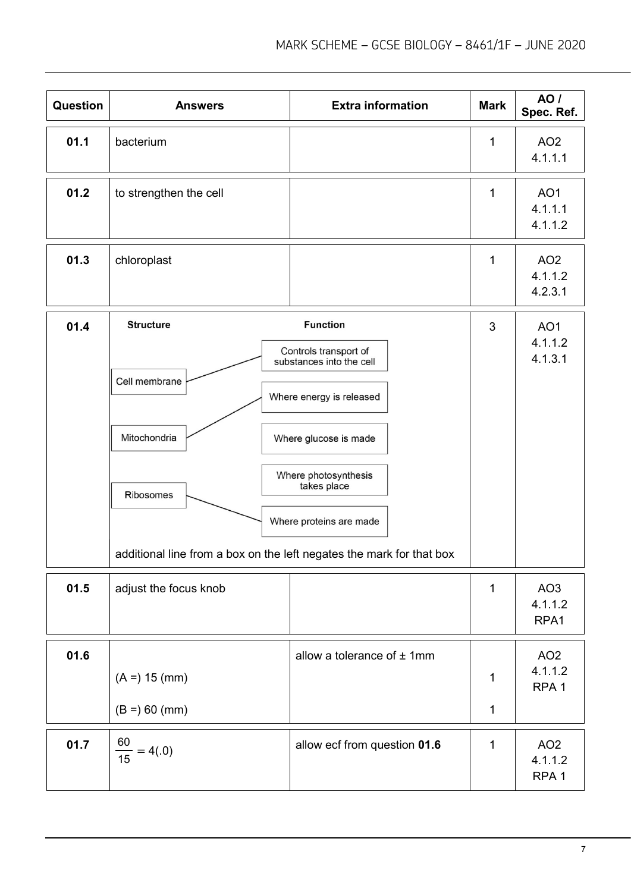| Question | Answers | Extra information | Mark | AO / Spec. Ref. |
|---|---|---|---|---|
| 01.1 | bacterium | | 1 | AO2<br>4.1.1.1 |
| 01.2 | to strengthen the cell | | 1 | AO1<br>4.1.1.1<br>4.1.1.2 |
| 01.3 | chloroplast | | 1 | AO2<br>4.1.1.2<br>4.2.3.1 |
| 01.4 | **Structure** → **Function**<br>Cell membrane → Controls transport of substances into the cell<br>Mitochondria → Where energy is released<br>Ribosomes → Where proteins are made<br>(Other function options: Where glucose is made; Where photosynthesis takes place)<br><br>additional line from a box on the left negates the mark for that box | | 3 | AO1<br>4.1.1.2<br>4.1.3.1 |
| 01.5 | adjust the focus knob | | 1 | AO3<br>4.1.1.2<br>RPA1 |
| 01.6 | (A =) 15 (mm)<br><br>(B =) 60 (mm) | allow a tolerance of ± 1mm | 1<br><br>1 | AO2<br>4.1.1.2<br>RPA 1 |
| 01.7 | $\frac{60}{15} = 4(.0)$ | allow ecf from question **01.6** | 1 | AO2<br>4.1.1.2<br>RPA 1 |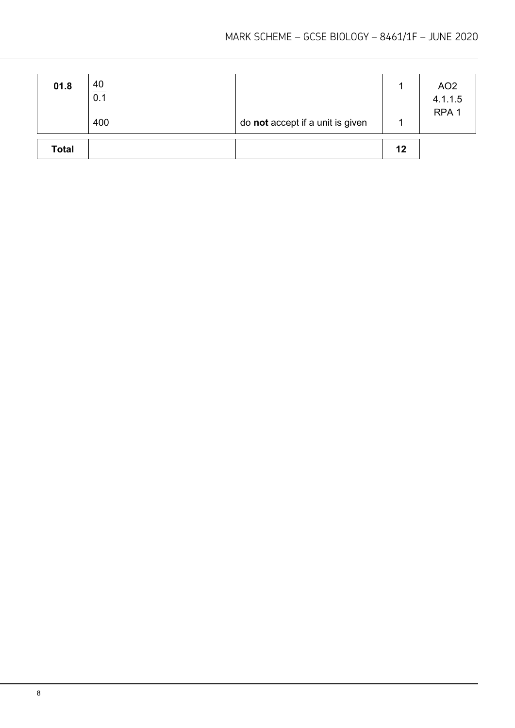| Question | Answers | Extra information | Mark | AO / Spec. Ref. |
|---|---|---|---|---|
| 01.8 | $\frac{40}{0.1}$ | | 1 | AO2<br>4.1.1.5<br>RPA 1 |
| | 400 | do **not** accept if a unit is given | 1 | |
| **Total** | | | **12** | |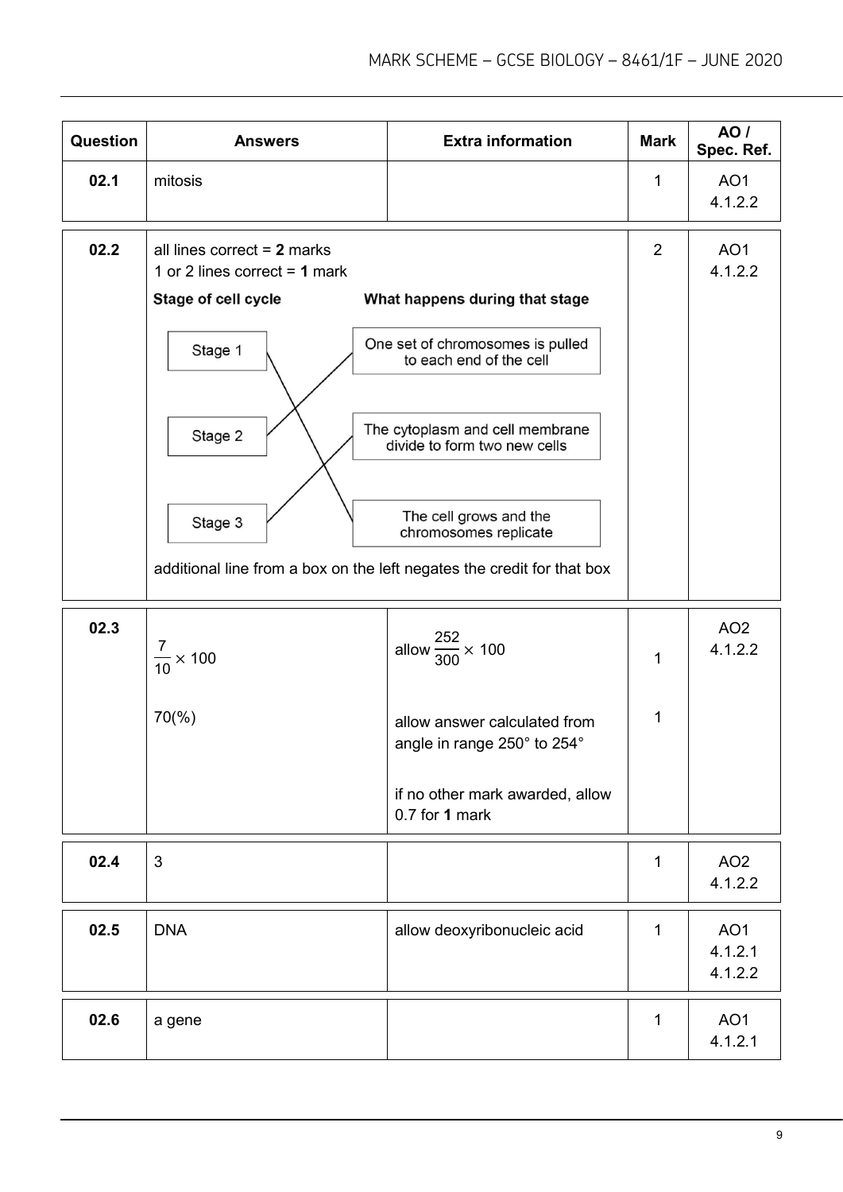| Question | Answers | Extra information | Mark | AO / Spec. Ref. |
|---|---|---|---|---|
| 02.1 | mitosis | | 1 | AO1 4.1.2.2 |

| Question | Answers | Extra information | Mark | AO / Spec. Ref. |
|---|---|---|---|---|
| 02.2 | all lines correct = **2** marks<br>1 or 2 lines correct = **1** mark<br><br>**Stage of cell cycle** — **What happens during that stage**<br>Stage 1 — The cell grows and the chromosomes replicate<br>Stage 2 — One set of chromosomes is pulled to each end of the cell<br>Stage 3 — The cytoplasm and cell membrane divide to form two new cells<br><br>additional line from a box on the left negates the credit for that box | | 2 | AO1 4.1.2.2 |

| Question | Answers | Extra information | Mark | AO / Spec. Ref. |
|---|---|---|---|---|
| 02.3 | $\frac{7}{10} \times 100$ | allow $\frac{252}{300} \times 100$ | 1 | AO2 4.1.2.2 |
| | 70(%) | allow answer calculated from angle in range 250° to 254°<br><br>if no other mark awarded, allow 0.7 for **1** mark | 1 | |

| Question | Answers | Extra information | Mark | AO / Spec. Ref. |
|---|---|---|---|---|
| 02.4 | 3 | | 1 | AO2 4.1.2.2 |

| Question | Answers | Extra information | Mark | AO / Spec. Ref. |
|---|---|---|---|---|
| 02.5 | DNA | allow deoxyribonucleic acid | 1 | AO1 4.1.2.1 4.1.2.2 |

| Question | Answers | Extra information | Mark | AO / Spec. Ref. |
|---|---|---|---|---|
| 02.6 | a gene | | 1 | AO1 4.1.2.1 |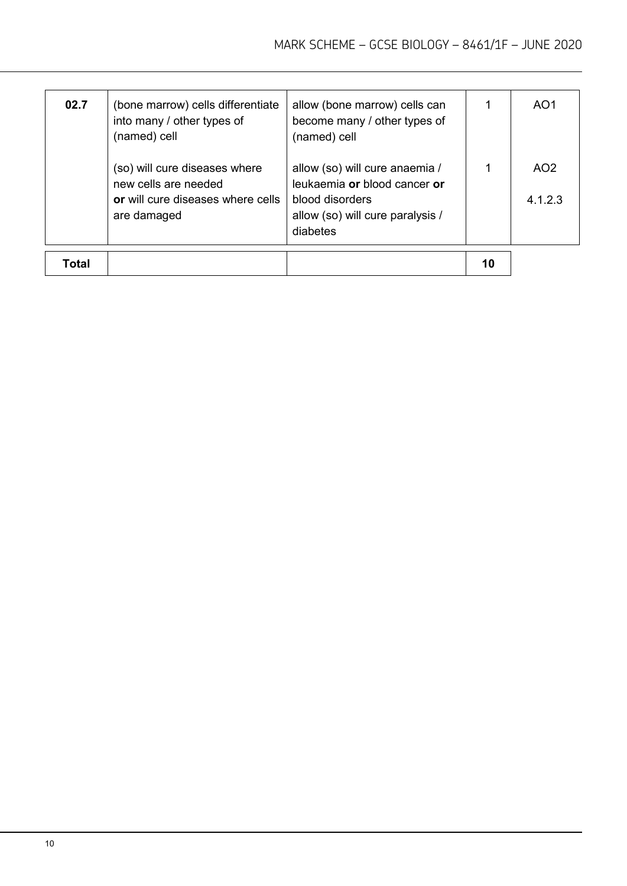| | | | | |
|---|---|---|---|---|
| **02.7** | (bone marrow) cells differentiate into many / other types of (named) cell | allow (bone marrow) cells can become many / other types of (named) cell | 1 | AO1 |
| | (so) will cure diseases where new cells are needed **or** will cure diseases where cells are damaged | allow (so) will cure anaemia / leukaemia **or** blood cancer **or** blood disorders allow (so) will cure paralysis / diabetes | 1 | AO2 4.1.2.3 |
| **Total** | | | **10** | |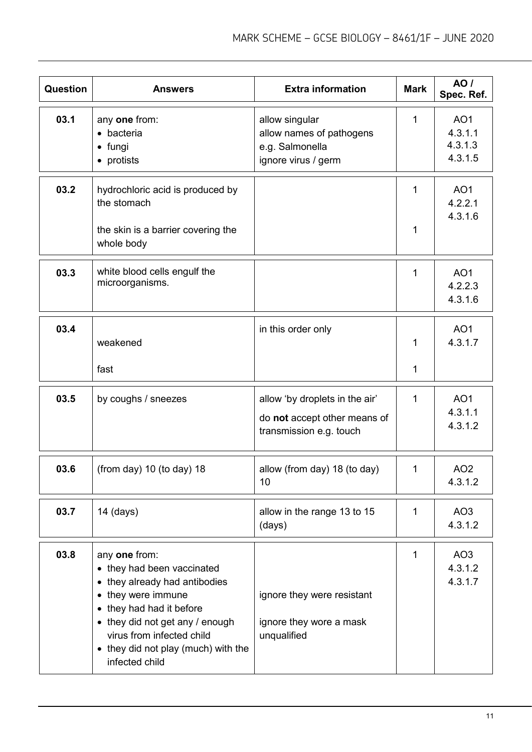| Question | Answers | Extra information | Mark | AO / Spec. Ref. |
|---|---|---|---|---|
| 03.1 | any **one** from:<br>• bacteria<br>• fungi<br>• protists | allow singular<br>allow names of pathogens e.g. Salmonella<br>ignore virus / germ | 1 | AO1<br>4.3.1.1<br>4.3.1.3<br>4.3.1.5 |
| 03.2 | hydrochloric acid is produced by the stomach<br><br>the skin is a barrier covering the whole body | | 1<br><br>1 | AO1<br>4.2.2.1<br>4.3.1.6 |
| 03.3 | white blood cells engulf the microorganisms. | | 1 | AO1<br>4.2.2.3<br>4.3.1.6 |
| 03.4 | weakened<br><br>fast | in this order only | 1<br><br>1 | AO1<br>4.3.1.7 |
| 03.5 | by coughs / sneezes | allow 'by droplets in the air'<br>do **not** accept other means of transmission e.g. touch | 1 | AO1<br>4.3.1.1<br>4.3.1.2 |
| 03.6 | (from day) 10 (to day) 18 | allow (from day) 18 (to day) 10 | 1 | AO2<br>4.3.1.2 |
| 03.7 | 14 (days) | allow in the range 13 to 15 (days) | 1 | AO3<br>4.3.1.2 |
| 03.8 | any **one** from:<br>• they had been vaccinated<br>• they already had antibodies<br>• they were immune<br>• they had had it before<br>• they did not get any / enough virus from infected child<br>• they did not play (much) with the infected child | ignore they were resistant<br><br>ignore they wore a mask unqualified | 1 | AO3<br>4.3.1.2<br>4.3.1.7 |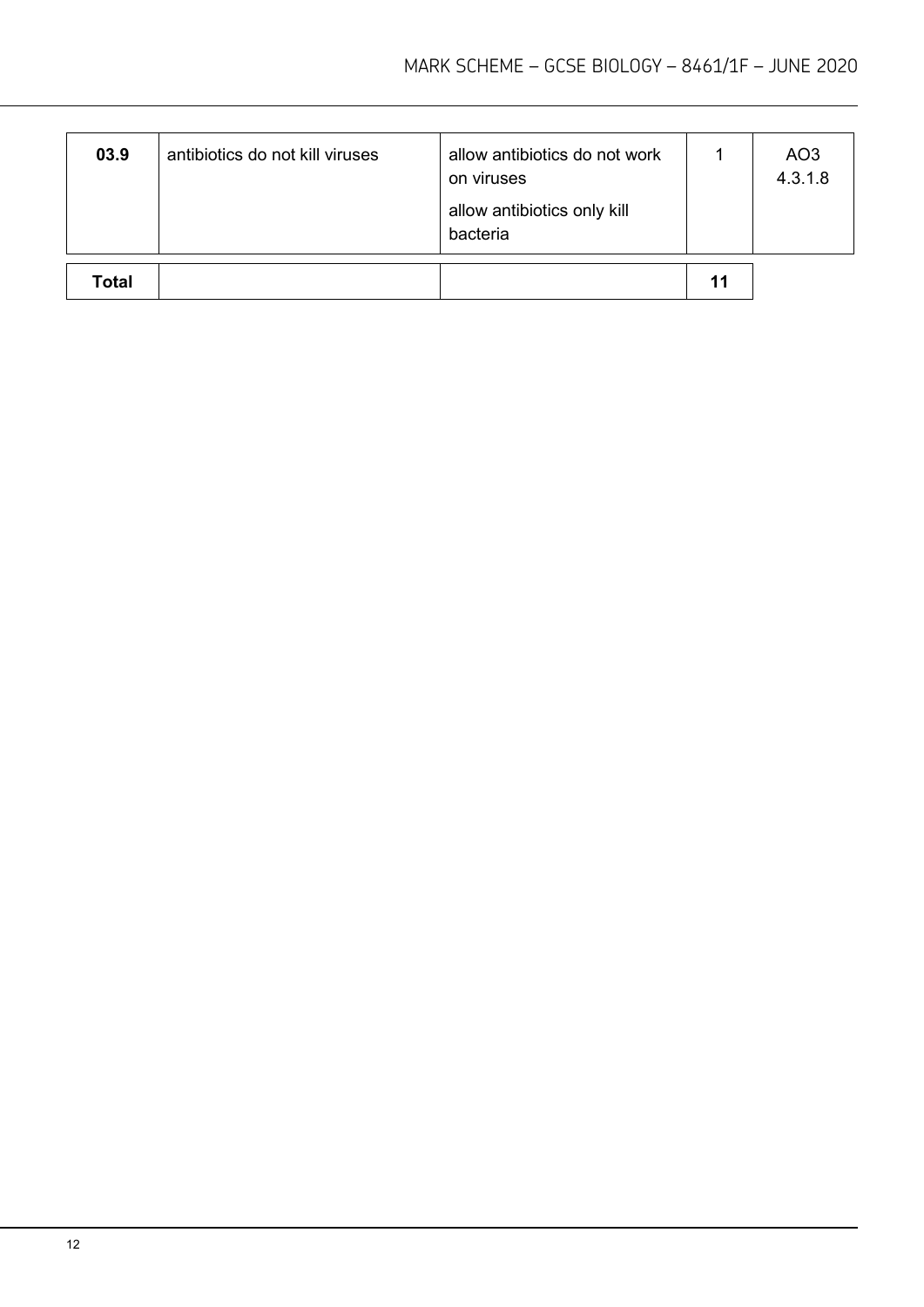| 03.9 | antibiotics do not kill viruses | allow antibiotics do not work on viruses<br>allow antibiotics only kill bacteria | 1 | AO3<br>4.3.1.8 |
|---|---|---|---|---|
| **Total** | | | **11** | |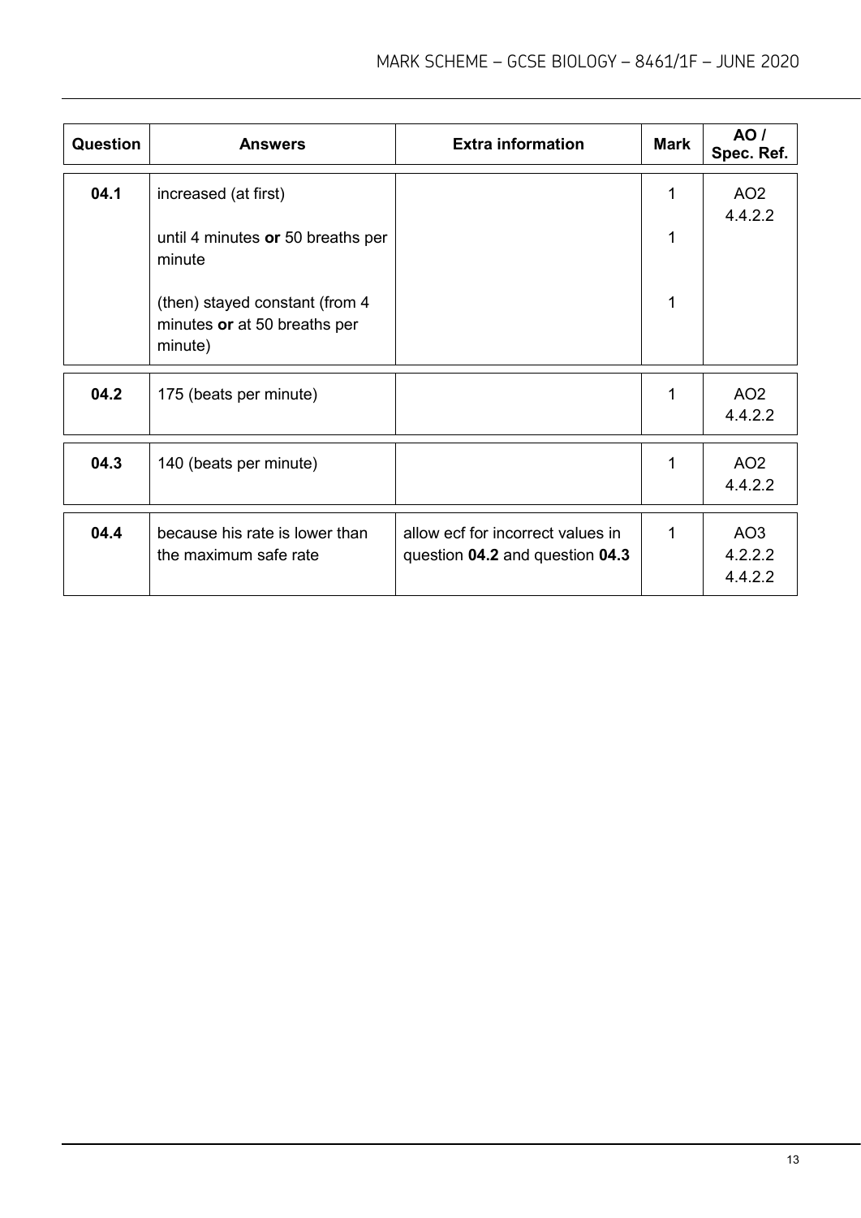| Question | Answers | Extra information | Mark | AO / Spec. Ref. |
|---|---|---|---|---|
| 04.1 | increased (at first) | | 1 | AO2 4.4.2.2 |
| | until 4 minutes **or** 50 breaths per minute | | 1 | |
| | (then) stayed constant (from 4 minutes **or** at 50 breaths per minute) | | 1 | |
| 04.2 | 175 (beats per minute) | | 1 | AO2 4.4.2.2 |
| 04.3 | 140 (beats per minute) | | 1 | AO2 4.4.2.2 |
| 04.4 | because his rate is lower than the maximum safe rate | allow ecf for incorrect values in question **04.2** and question **04.3** | 1 | AO3 4.2.2.2 4.4.2.2 |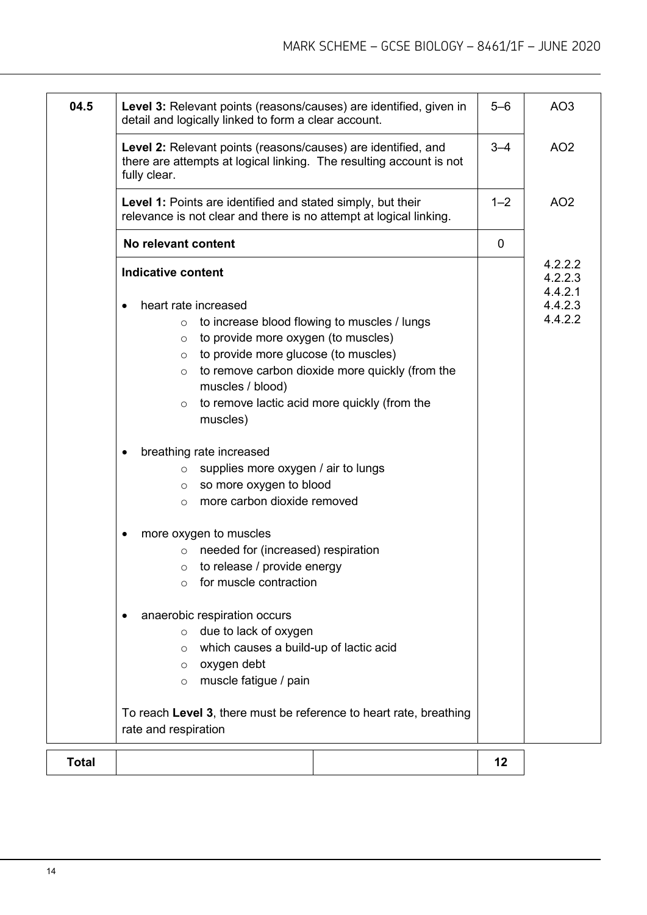| 04.5 | **Level 3:** Relevant points (reasons/causes) are identified, given in detail and logically linked to form a clear account. | 5–6 | AO3 |
|---|---|---|---|
| | **Level 2:** Relevant points (reasons/causes) are identified, and there are attempts at logical linking. The resulting account is not fully clear. | 3–4 | AO2 |
| | **Level 1:** Points are identified and stated simply, but their relevance is not clear and there is no attempt at logical linking. | 1–2 | AO2 |
| | **No relevant content** | 0 | |
| | **Indicative content**<br><br>• heart rate increased<br>&nbsp;&nbsp;&nbsp;&nbsp;○ to increase blood flowing to muscles / lungs<br>&nbsp;&nbsp;&nbsp;&nbsp;○ to provide more oxygen (to muscles)<br>&nbsp;&nbsp;&nbsp;&nbsp;○ to provide more glucose (to muscles)<br>&nbsp;&nbsp;&nbsp;&nbsp;○ to remove carbon dioxide more quickly (from the muscles / blood)<br>&nbsp;&nbsp;&nbsp;&nbsp;○ to remove lactic acid more quickly (from the muscles)<br><br>• breathing rate increased<br>&nbsp;&nbsp;&nbsp;&nbsp;○ supplies more oxygen / air to lungs<br>&nbsp;&nbsp;&nbsp;&nbsp;○ so more oxygen to blood<br>&nbsp;&nbsp;&nbsp;&nbsp;○ more carbon dioxide removed<br><br>• more oxygen to muscles<br>&nbsp;&nbsp;&nbsp;&nbsp;○ needed for (increased) respiration<br>&nbsp;&nbsp;&nbsp;&nbsp;○ to release / provide energy<br>&nbsp;&nbsp;&nbsp;&nbsp;○ for muscle contraction<br><br>• anaerobic respiration occurs<br>&nbsp;&nbsp;&nbsp;&nbsp;○ due to lack of oxygen<br>&nbsp;&nbsp;&nbsp;&nbsp;○ which causes a build-up of lactic acid<br>&nbsp;&nbsp;&nbsp;&nbsp;○ oxygen debt<br>&nbsp;&nbsp;&nbsp;&nbsp;○ muscle fatigue / pain<br><br>To reach **Level 3**, there must be reference to heart rate, breathing rate and respiration | | 4.2.2.2<br>4.2.2.3<br>4.4.2.1<br>4.4.2.3<br>4.4.2.2 |

| **Total** | | | 12 |
|---|---|---|---|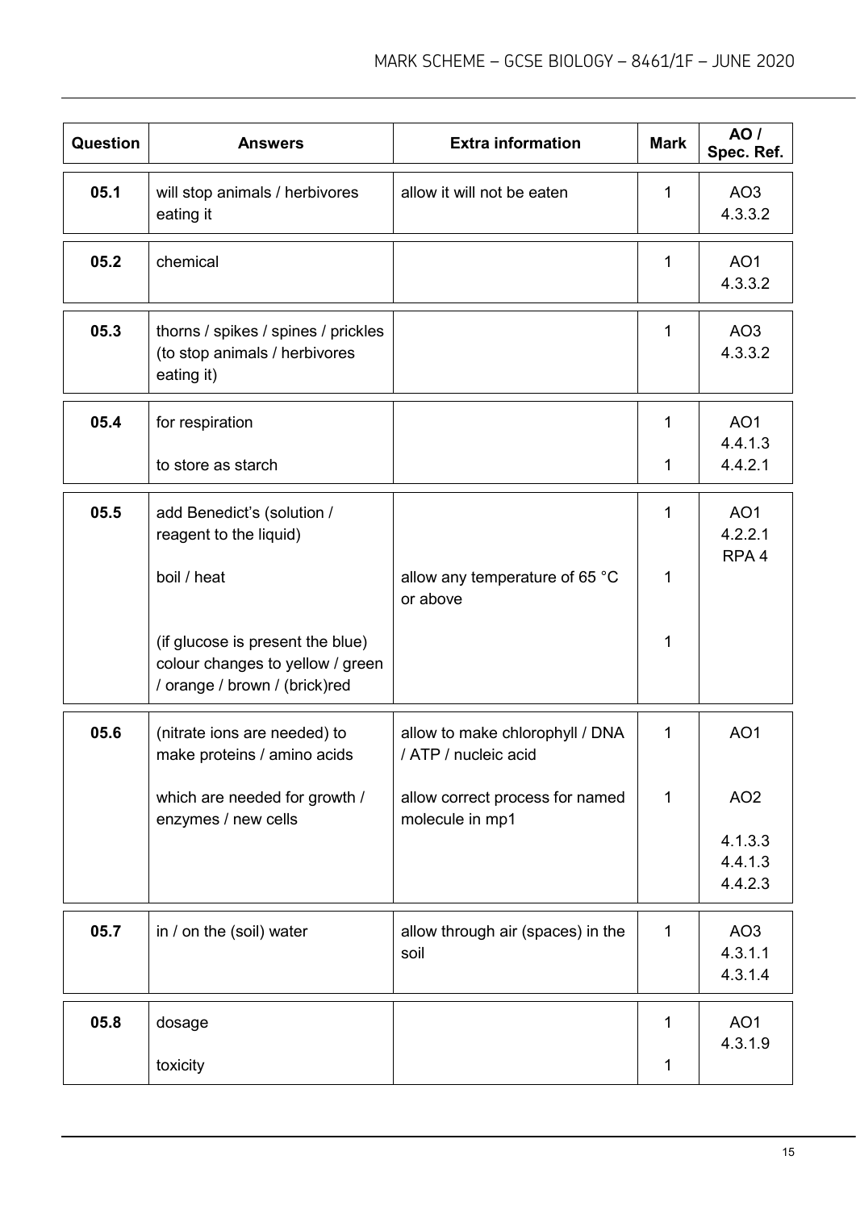| Question | Answers | Extra information | Mark | AO / Spec. Ref. |
|---|---|---|---|---|
| 05.1 | will stop animals / herbivores eating it | allow it will not be eaten | 1 | AO3<br>4.3.3.2 |
| 05.2 | chemical | | 1 | AO1<br>4.3.3.2 |
| 05.3 | thorns / spikes / spines / prickles (to stop animals / herbivores eating it) | | 1 | AO3<br>4.3.3.2 |
| 05.4 | for respiration | | 1 | AO1<br>4.4.1.3 |
| | to store as starch | | 1 | 4.4.2.1 |
| 05.5 | add Benedict's (solution / reagent to the liquid) | | 1 | AO1<br>4.2.2.1<br>RPA 4 |
| | boil / heat | allow any temperature of 65 °C or above | 1 | |
| | (if glucose is present the blue) colour changes to yellow / green / orange / brown / (brick)red | | 1 | |
| 05.6 | (nitrate ions are needed) to make proteins / amino acids | allow to make chlorophyll / DNA / ATP / nucleic acid | 1 | AO1 |
| | which are needed for growth / enzymes / new cells | allow correct process for named molecule in mp1 | 1 | AO2<br><br>4.1.3.3<br>4.4.1.3<br>4.4.2.3 |
| 05.7 | in / on the (soil) water | allow through air (spaces) in the soil | 1 | AO3<br>4.3.1.1<br>4.3.1.4 |
| 05.8 | dosage | | 1 | AO1<br>4.3.1.9 |
| | toxicity | | 1 | |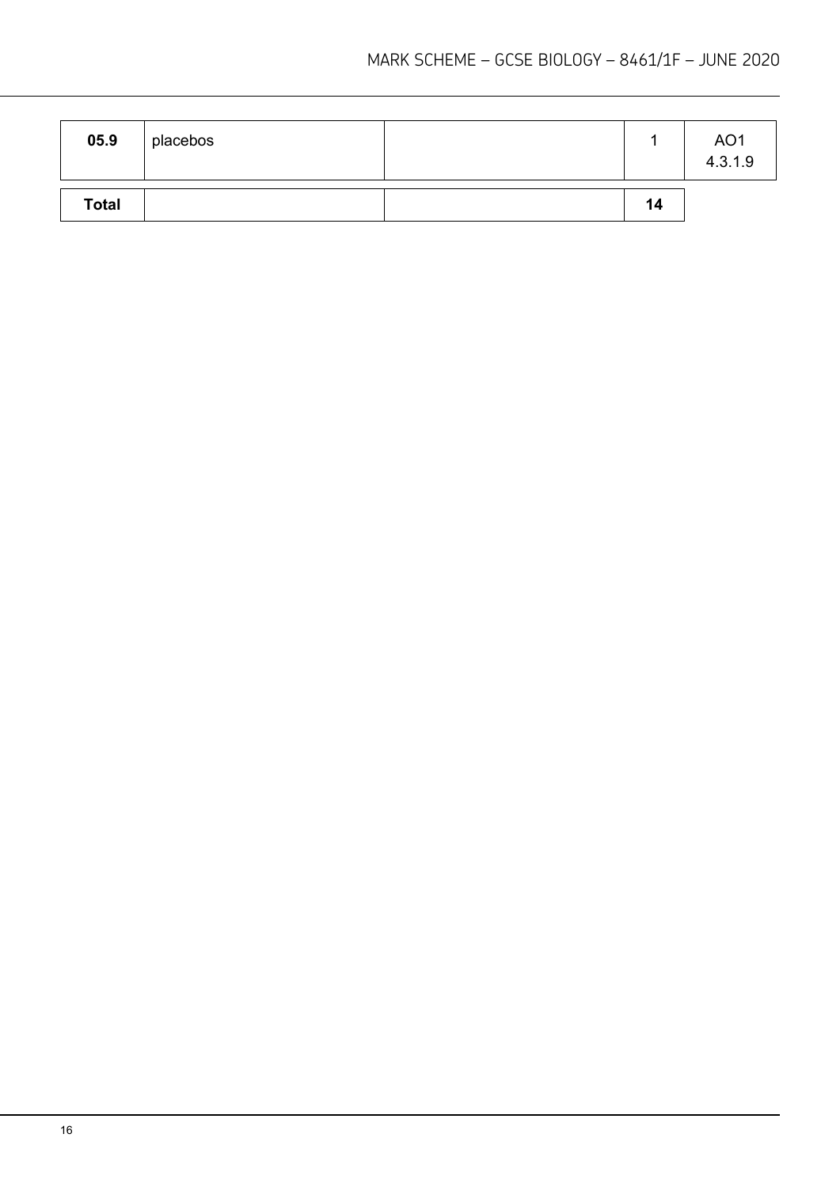| | | | | |
|---|---|---|---|---|
| **05.9** | placebos | | 1 | AO1<br>4.3.1.9 |
| **Total** | | | **14** | |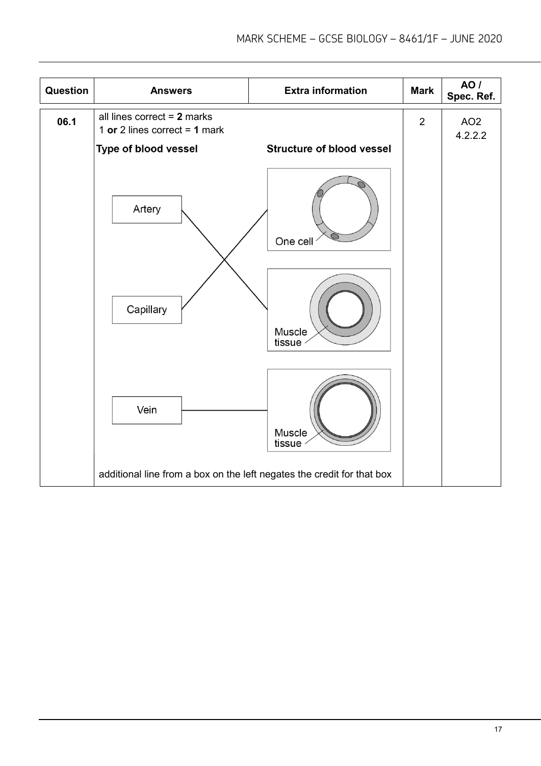| Question | Answers | Extra information | Mark | AO / Spec. Ref. |
|---|---|---|---|---|
| 06.1 | all lines correct = **2** marks<br>1 **or** 2 lines correct = **1** mark<br><br>**Type of blood vessel** / **Structure of blood vessel**<br><br>Artery — Muscle tissue (thick wall)<br>Capillary — One cell<br>Vein — Muscle tissue (thin wall)<br><br>additional line from a box on the left negates the credit for that box | | 2 | AO2<br>4.2.2.2 |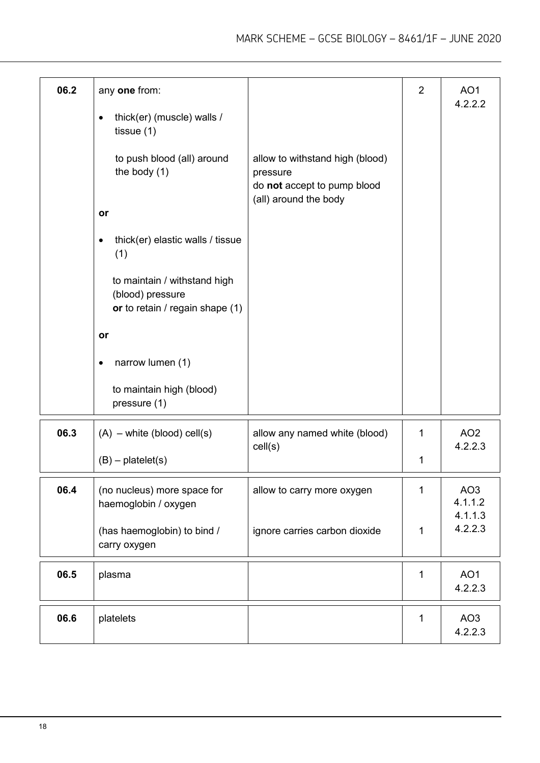| Question | Answers | Extra information | Mark | AO / Spec. Ref. |
|---|---|---|---|---|
| 06.2 | any **one** from:<br>• thick(er) (muscle) walls / tissue (1)<br>to push blood (all) around the body (1)<br>**or**<br>• thick(er) elastic walls / tissue (1)<br>to maintain / withstand high (blood) pressure **or** to retain / regain shape (1)<br>**or**<br>• narrow lumen (1)<br>to maintain high (blood) pressure (1) | allow to withstand high (blood) pressure<br>do **not** accept to pump blood (all) around the body | 2 | AO1<br>4.2.2.2 |
| 06.3 | (A) – white (blood) cell(s)<br>(B) – platelet(s) | allow any named white (blood) cell(s) | 1<br>1 | AO2<br>4.2.2.3 |
| 06.4 | (no nucleus) more space for haemoglobin / oxygen<br>(has haemoglobin) to bind / carry oxygen | allow to carry more oxygen<br>ignore carries carbon dioxide | 1<br>1 | AO3<br>4.1.1.2<br>4.1.1.3<br>4.2.2.3 |
| 06.5 | plasma | | 1 | AO1<br>4.2.2.3 |
| 06.6 | platelets | | 1 | AO3<br>4.2.2.3 |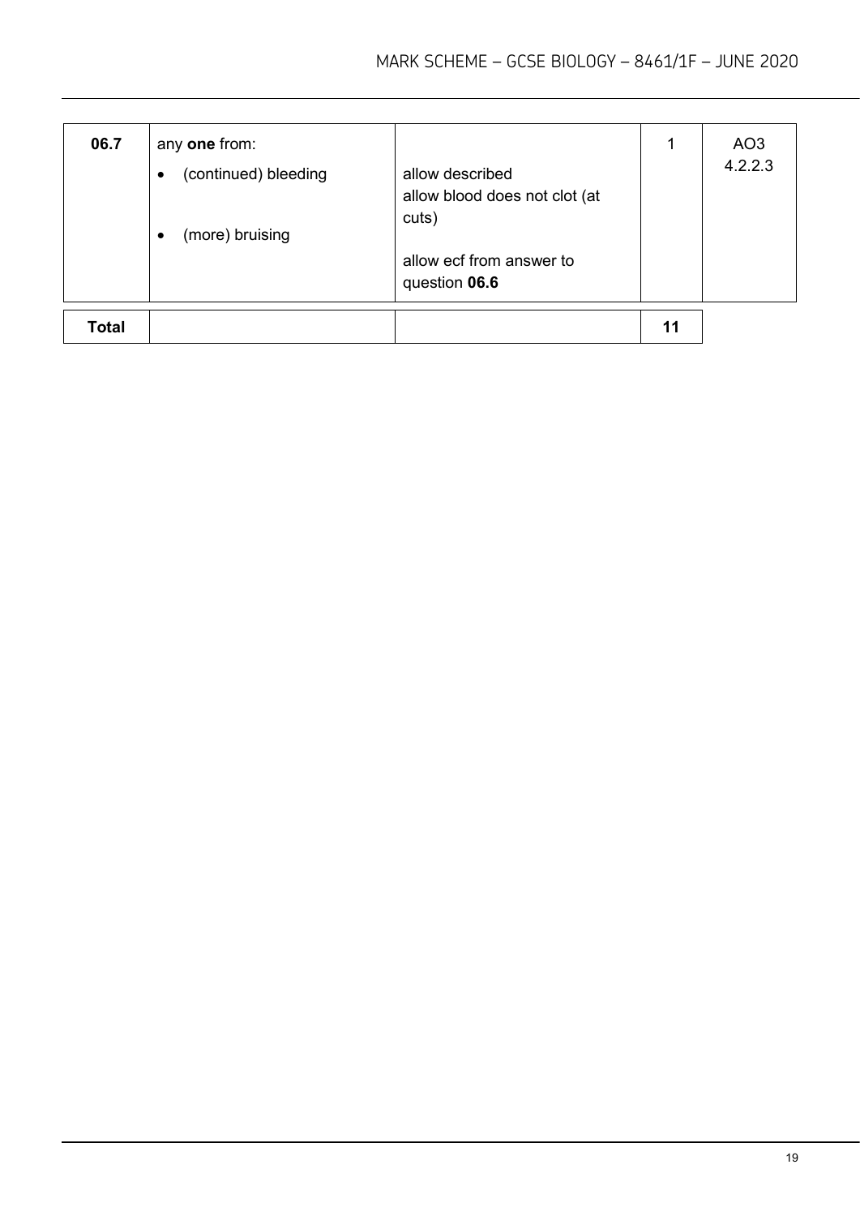| | | | | |
|---|---|---|---|---|
| **06.7** | any **one** from:<br>• (continued) bleeding<br>• (more) bruising | allow described<br>allow blood does not clot (at cuts)<br><br>allow ecf from answer to question **06.6** | 1 | AO3<br>4.2.2.3 |
| **Total** | | | **11** | |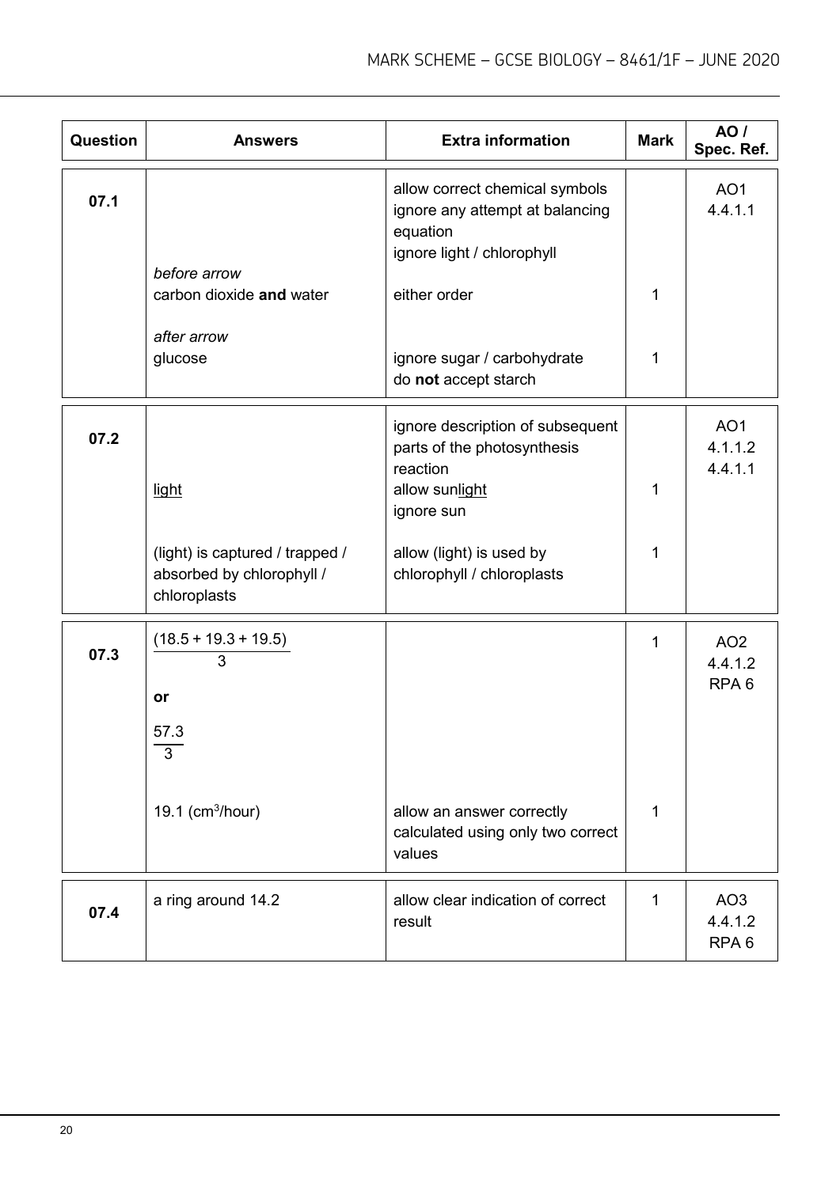| Question | Answers | Extra information | Mark | AO / Spec. Ref. |
|---|---|---|---|---|
| 07.1 | | allow correct chemical symbols<br>ignore any attempt at balancing equation<br>ignore light / chlorophyll | | AO1<br>4.4.1.1 |
| | *before arrow*<br>carbon dioxide **and** water | either order | 1 | |
| | *after arrow*<br>glucose | ignore sugar / carbohydrate<br>do **not** accept starch | 1 | |
| 07.2 | | ignore description of subsequent parts of the photosynthesis reaction | | AO1<br>4.1.1.2<br>4.4.1.1 |
| | light | allow sunlight<br>ignore sun | 1 | |
| | (light) is captured / trapped / absorbed by chlorophyll / chloroplasts | allow (light) is used by chlorophyll / chloroplasts | 1 | |
| 07.3 | $\frac{(18.5 + 19.3 + 19.5)}{3}$<br>**or**<br>$\frac{57.3}{3}$ | | 1 | AO2<br>4.4.1.2<br>RPA 6 |
| | 19.1 ($cm^3$/hour) | allow an answer correctly calculated using only two correct values | 1 | |
| 07.4 | a ring around 14.2 | allow clear indication of correct result | 1 | AO3<br>4.4.1.2<br>RPA 6 |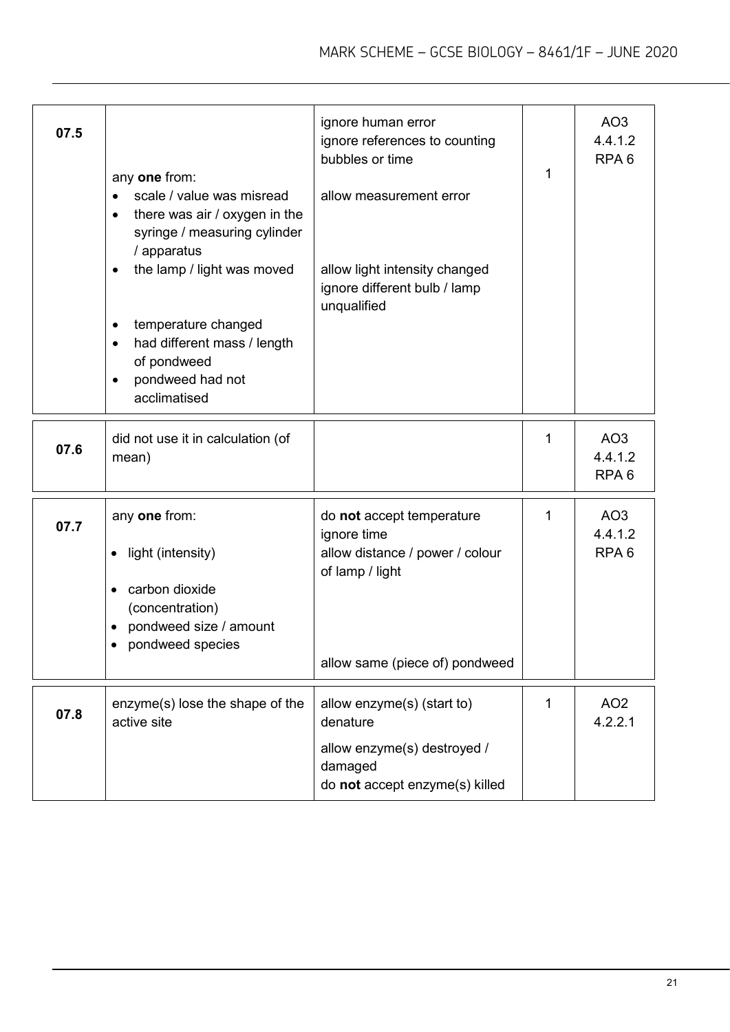| Question | Answers | Extra information | Mark | AO / Spec. ref. |
|---|---|---|---|---|
| 07.5 | any **one** from:<br>• scale / value was misread<br>• there was air / oxygen in the syringe / measuring cylinder / apparatus<br>• the lamp / light was moved<br>• temperature changed<br>• had different mass / length of pondweed<br>• pondweed had not acclimatised | ignore human error<br>ignore references to counting bubbles or time<br>allow measurement error<br>allow light intensity changed<br>ignore different bulb / lamp unqualified | 1 | AO3<br>4.4.1.2<br>RPA 6 |
| 07.6 | did not use it in calculation (of mean) | | 1 | AO3<br>4.4.1.2<br>RPA 6 |
| 07.7 | any **one** from:<br>• light (intensity)<br>• carbon dioxide (concentration)<br>• pondweed size / amount<br>• pondweed species | do **not** accept temperature<br>ignore time<br>allow distance / power / colour of lamp / light<br>allow same (piece of) pondweed | 1 | AO3<br>4.4.1.2<br>RPA 6 |
| 07.8 | enzyme(s) lose the shape of the active site | allow enzyme(s) (start to) denature<br>allow enzyme(s) destroyed / damaged<br>do **not** accept enzyme(s) killed | 1 | AO2<br>4.2.2.1 |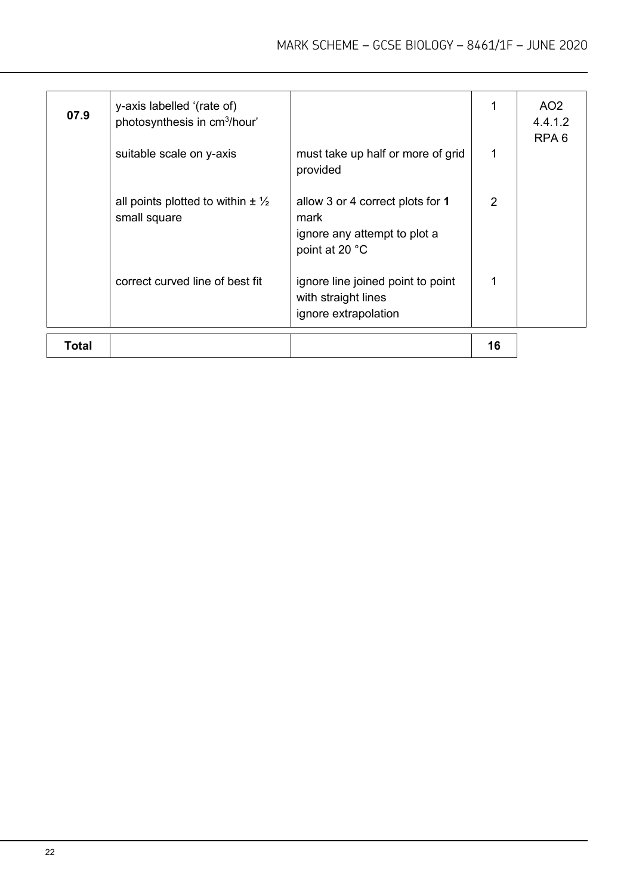| | | | | |
|---|---|---|---|---|
| **07.9** | y-axis labelled '(rate of) photosynthesis in $cm^3$/hour' | | 1 | AO2<br>4.4.1.2<br>RPA 6 |
| | suitable scale on y-axis | must take up half or more of grid provided | 1 | |
| | all points plotted to within ± ½ small square | allow 3 or 4 correct plots for **1** mark<br>ignore any attempt to plot a point at 20 °C | 2 | |
| | correct curved line of best fit | ignore line joined point to point with straight lines<br>ignore extrapolation | 1 | |
| **Total** | | | **16** | |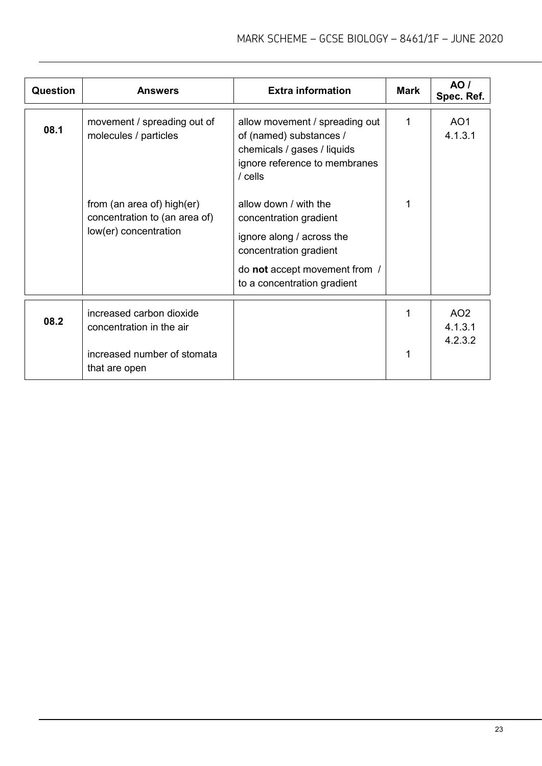| Question | Answers | Extra information | Mark | AO / Spec. Ref. |
|---|---|---|---|---|
| 08.1 | movement / spreading out of molecules / particles | allow movement / spreading out of (named) substances / chemicals / gases / liquids<br>ignore reference to membranes / cells | 1 | AO1<br>4.1.3.1 |
| | from (an area of) high(er) concentration to (an area of) low(er) concentration | allow down / with the concentration gradient<br>ignore along / across the concentration gradient<br>do **not** accept movement from / to a concentration gradient | 1 | |
| 08.2 | increased carbon dioxide concentration in the air | | 1 | AO2<br>4.1.3.1<br>4.2.3.2 |
| | increased number of stomata that are open | | 1 | |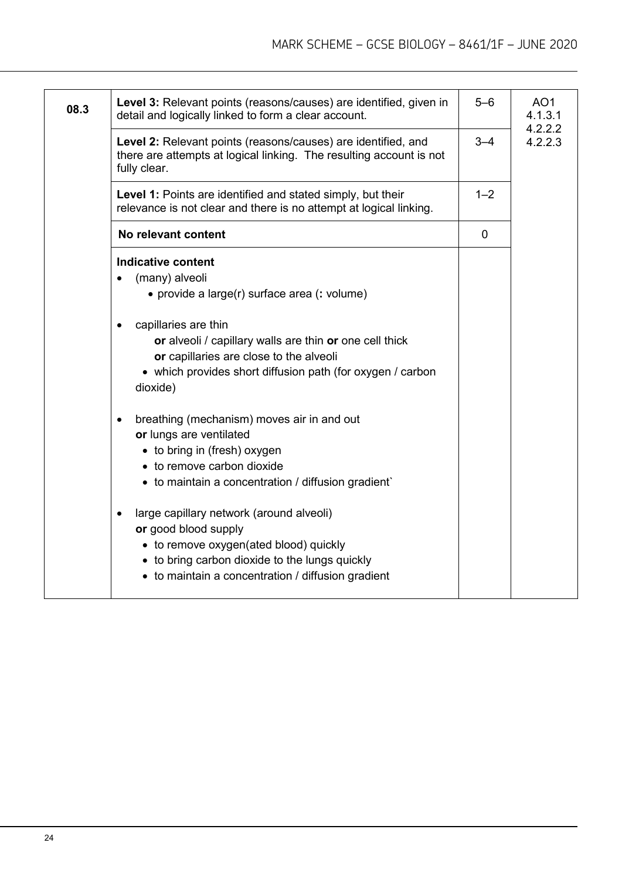| Question | Answers | Mark | AO / Spec. ref. |
|---|---|---|---|
| 08.3 | **Level 3:** Relevant points (reasons/causes) are identified, given in detail and logically linked to form a clear account. | 5–6 | AO1<br>4.1.3.1<br>4.2.2.2<br>4.2.2.3 |
| | **Level 2:** Relevant points (reasons/causes) are identified, and there are attempts at logical linking. The resulting account is not fully clear. | 3–4 | |
| | **Level 1:** Points are identified and stated simply, but their relevance is not clear and there is no attempt at logical linking. | 1–2 | |
| | **No relevant content** | 0 | |
| | **Indicative content**<br>• (many) alveoli<br>  • provide a large(r) surface area (**:** volume)<br><br>• capillaries are thin<br>  **or** alveoli / capillary walls are thin **or** one cell thick<br>  **or** capillaries are close to the alveoli<br>  • which provides short diffusion path (for oxygen / carbon dioxide)<br><br>• breathing (mechanism) moves air in and out<br>  **or** lungs are ventilated<br>  • to bring in (fresh) oxygen<br>  • to remove carbon dioxide<br>  • to maintain a concentration / diffusion gradient`<br><br>• large capillary network (around alveoli)<br>  **or** good blood supply<br>  • to remove oxygen(ated blood) quickly<br>  • to bring carbon dioxide to the lungs quickly<br>  • to maintain a concentration / diffusion gradient | | |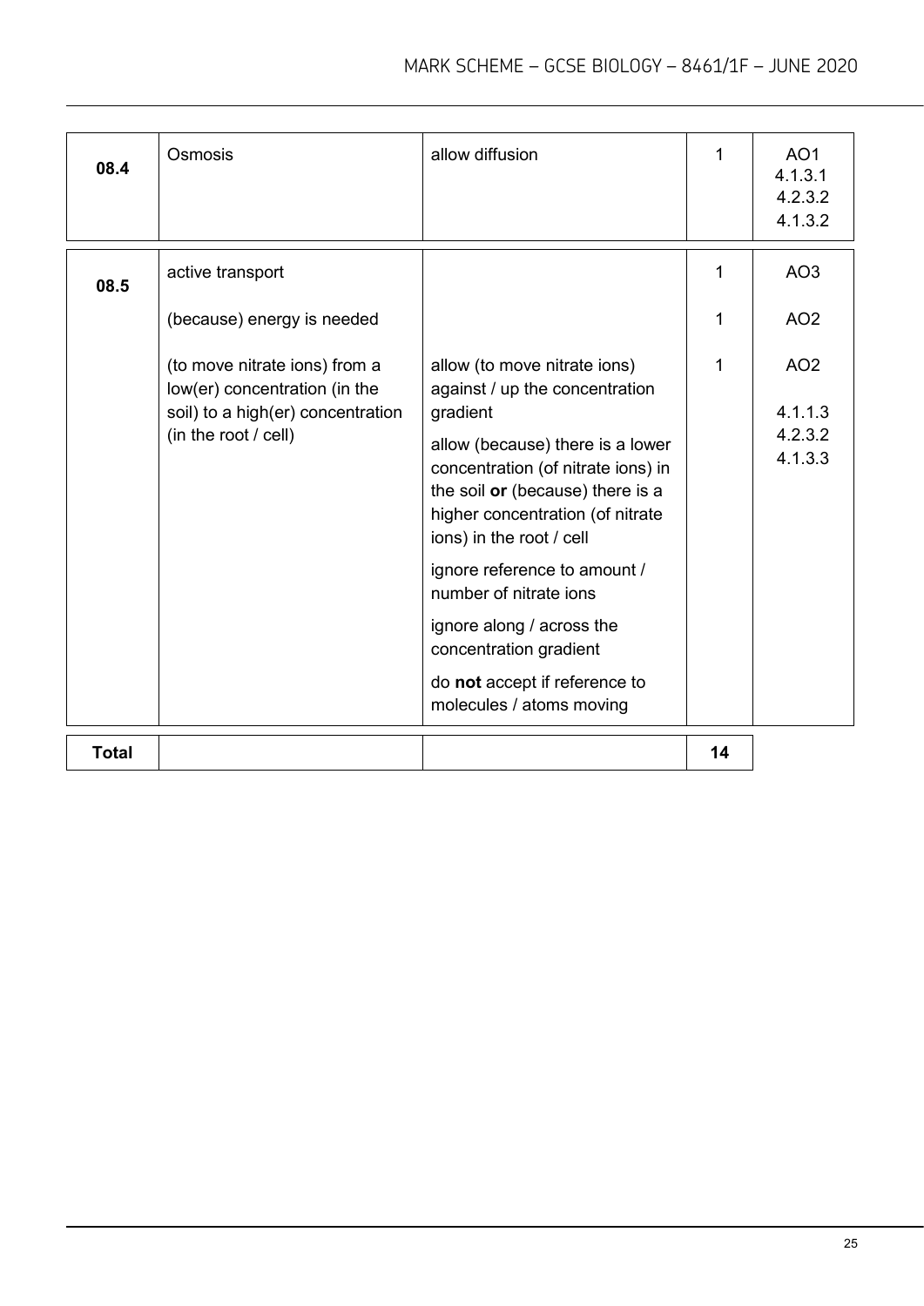| | | | | |
|---|---|---|---|---|
| **08.4** | Osmosis | allow diffusion | 1 | AO1<br>4.1.3.1<br>4.2.3.2<br>4.1.3.2 |
| **08.5** | active transport | | 1 | AO3 |
| | (because) energy is needed | | 1 | AO2 |
| | (to move nitrate ions) from a low(er) concentration (in the soil) to a high(er) concentration (in the root / cell) | allow (to move nitrate ions) against / up the concentration gradient<br>allow (because) there is a lower concentration (of nitrate ions) in the soil **or** (because) there is a higher concentration (of nitrate ions) in the root / cell<br>ignore reference to amount / number of nitrate ions<br>ignore along / across the concentration gradient<br>do **not** accept if reference to molecules / atoms moving | 1 | AO2<br><br>4.1.1.3<br>4.2.3.2<br>4.1.3.3 |
| **Total** | | | **14** | |